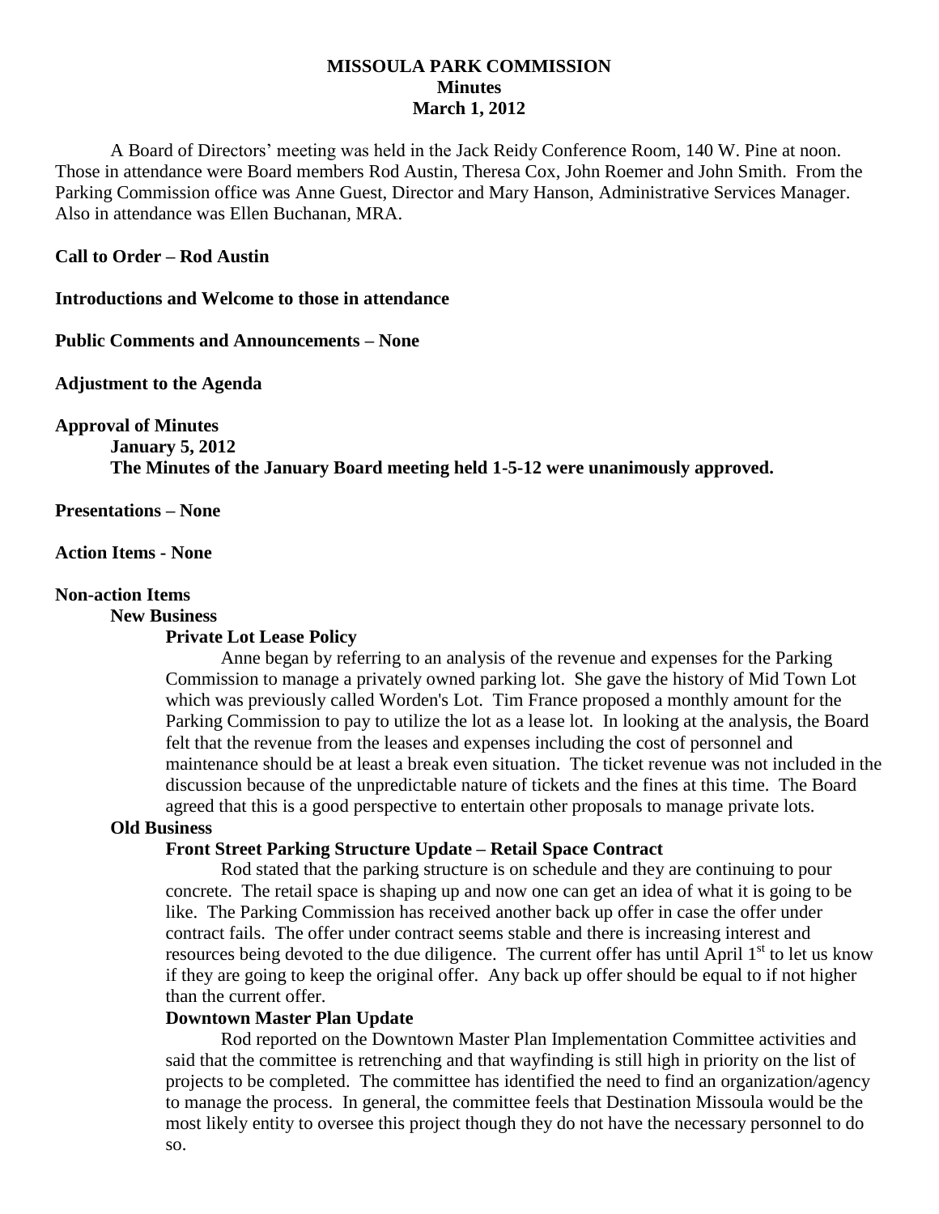# MISSOULA PARK COMMISSION
## Minutes
## March 1, 2012

A Board of Directors' meeting was held in the Jack Reidy Conference Room, 140 W. Pine at noon. Those in attendance were Board members Rod Austin, Theresa Cox, John Roemer and John Smith. From the Parking Commission office was Anne Guest, Director and Mary Hanson, Administrative Services Manager. Also in attendance was Ellen Buchanan, MRA.

**Call to Order – Rod Austin**

**Introductions and Welcome to those in attendance**

**Public Comments and Announcements – None**

**Adjustment to the Agenda**

**Approval of Minutes**

**January 5, 2012**

**The Minutes of the January Board meeting held 1-5-12 were unanimously approved.**

**Presentations – None**

**Action Items - None**

**Non-action Items**

**New Business**

**Private Lot Lease Policy**

Anne began by referring to an analysis of the revenue and expenses for the Parking Commission to manage a privately owned parking lot. She gave the history of Mid Town Lot which was previously called Worden's Lot. Tim France proposed a monthly amount for the Parking Commission to pay to utilize the lot as a lease lot. In looking at the analysis, the Board felt that the revenue from the leases and expenses including the cost of personnel and maintenance should be at least a break even situation. The ticket revenue was not included in the discussion because of the unpredictable nature of tickets and the fines at this time. The Board agreed that this is a good perspective to entertain other proposals to manage private lots.

**Old Business**

**Front Street Parking Structure Update – Retail Space Contract**

Rod stated that the parking structure is on schedule and they are continuing to pour concrete. The retail space is shaping up and now one can get an idea of what it is going to be like. The Parking Commission has received another back up offer in case the offer under contract fails. The offer under contract seems stable and there is increasing interest and resources being devoted to the due diligence. The current offer has until April 1st to let us know if they are going to keep the original offer. Any back up offer should be equal to if not higher than the current offer.

**Downtown Master Plan Update**

Rod reported on the Downtown Master Plan Implementation Committee activities and said that the committee is retrenching and that wayfinding is still high in priority on the list of projects to be completed. The committee has identified the need to find an organization/agency to manage the process. In general, the committee feels that Destination Missoula would be the most likely entity to oversee this project though they do not have the necessary personnel to do so.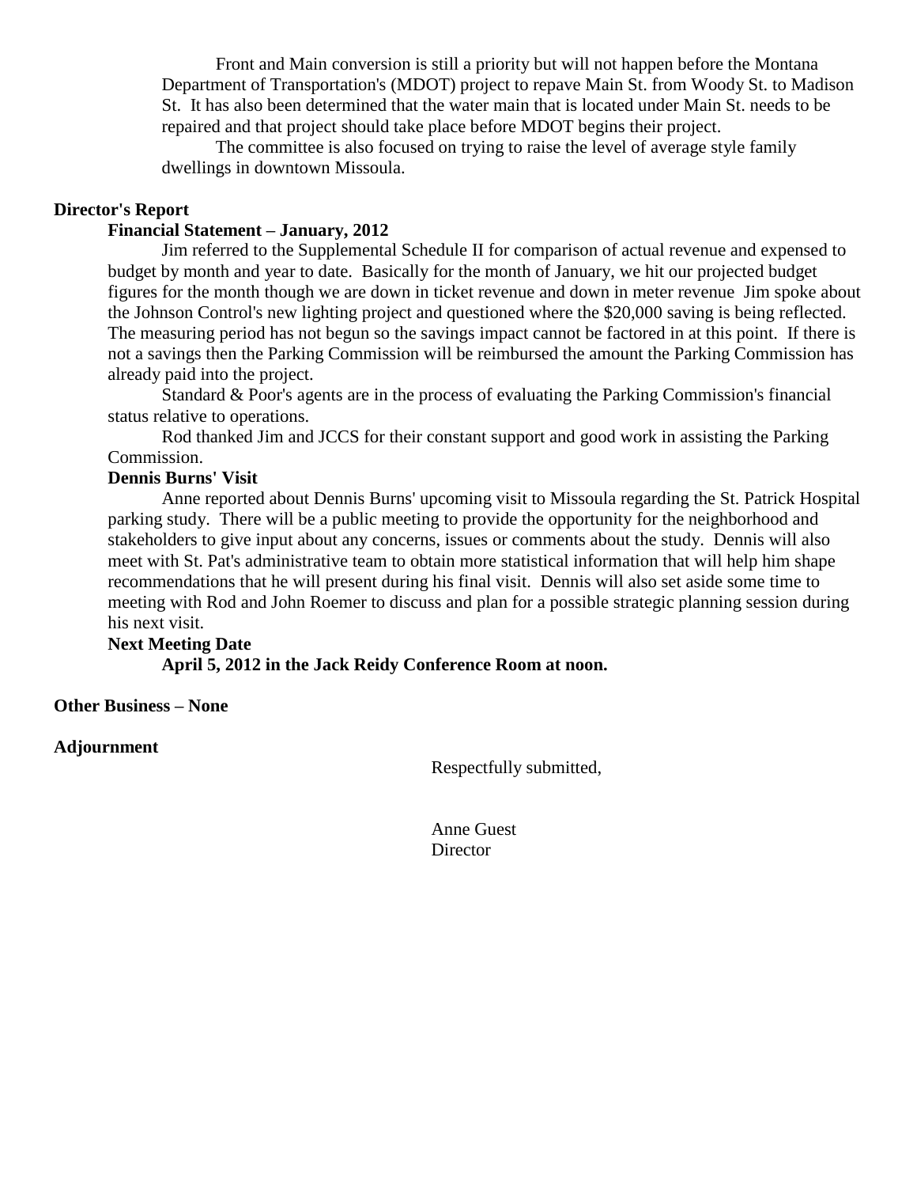Front and Main conversion is still a priority but will not happen before the Montana Department of Transportation's (MDOT) project to repave Main St. from Woody St. to Madison St. It has also been determined that the water main that is located under Main St. needs to be repaired and that project should take place before MDOT begins their project.

The committee is also focused on trying to raise the level of average style family dwellings in downtown Missoula.

**Director's Report**

**Financial Statement – January, 2012**

Jim referred to the Supplemental Schedule II for comparison of actual revenue and expensed to budget by month and year to date. Basically for the month of January, we hit our projected budget figures for the month though we are down in ticket revenue and down in meter revenue Jim spoke about the Johnson Control's new lighting project and questioned where the $20,000 saving is being reflected. The measuring period has not begun so the savings impact cannot be factored in at this point. If there is not a savings then the Parking Commission will be reimbursed the amount the Parking Commission has already paid into the project.

Standard & Poor's agents are in the process of evaluating the Parking Commission's financial status relative to operations.

Rod thanked Jim and JCCS for their constant support and good work in assisting the Parking Commission.

**Dennis Burns' Visit**

Anne reported about Dennis Burns' upcoming visit to Missoula regarding the St. Patrick Hospital parking study. There will be a public meeting to provide the opportunity for the neighborhood and stakeholders to give input about any concerns, issues or comments about the study. Dennis will also meet with St. Pat's administrative team to obtain more statistical information that will help him shape recommendations that he will present during his final visit. Dennis will also set aside some time to meeting with Rod and John Roemer to discuss and plan for a possible strategic planning session during his next visit.

**Next Meeting Date**

**April 5, 2012 in the Jack Reidy Conference Room at noon.**

**Other Business – None**

**Adjournment**

Respectfully submitted,

Anne Guest
Director